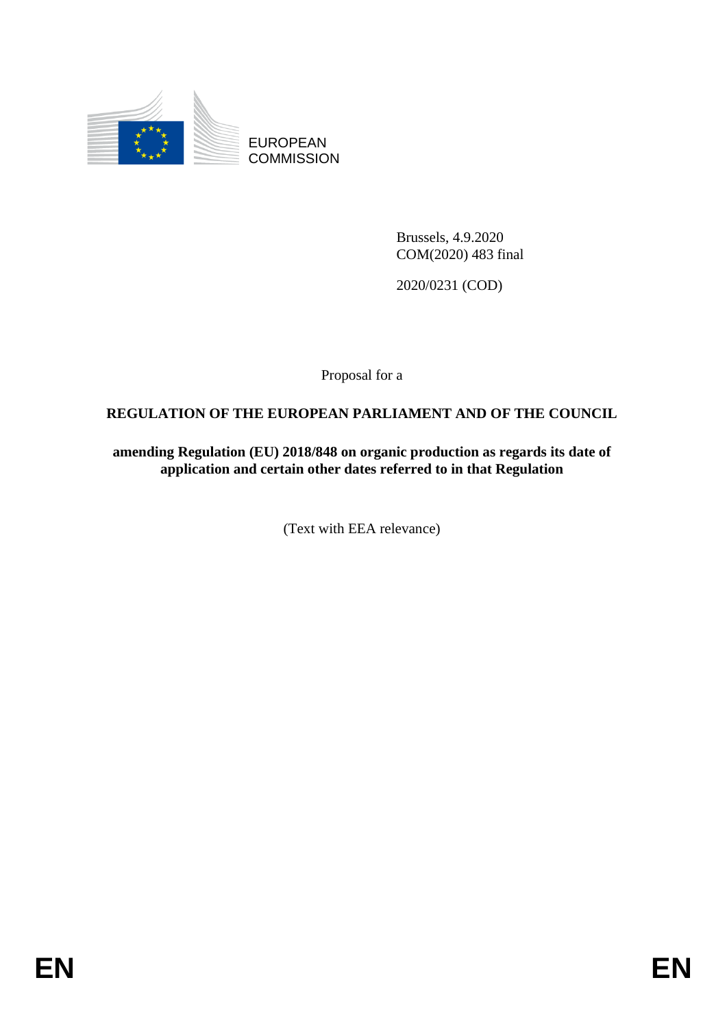EUROPEAN COMMISSION

Brussels, 4.9.2020
COM(2020) 483 final

2020/0231 (COD)

Proposal for a

**REGULATION OF THE EUROPEAN PARLIAMENT AND OF THE COUNCIL**

**amending Regulation (EU) 2018/848 on organic production as regards its date of application and certain other dates referred to in that Regulation**

(Text with EEA relevance)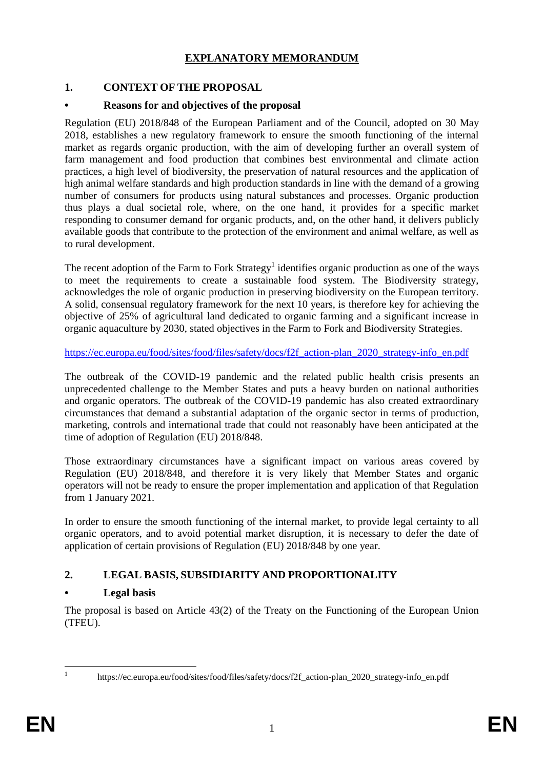# EXPLANATORY MEMORANDUM

## 1. CONTEXT OF THE PROPOSAL

### • Reasons for and objectives of the proposal

Regulation (EU) 2018/848 of the European Parliament and of the Council, adopted on 30 May 2018, establishes a new regulatory framework to ensure the smooth functioning of the internal market as regards organic production, with the aim of developing further an overall system of farm management and food production that combines best environmental and climate action practices, a high level of biodiversity, the preservation of natural resources and the application of high animal welfare standards and high production standards in line with the demand of a growing number of consumers for products using natural substances and processes. Organic production thus plays a dual societal role, where, on the one hand, it provides for a specific market responding to consumer demand for organic products, and, on the other hand, it delivers publicly available goods that contribute to the protection of the environment and animal welfare, as well as to rural development.

The recent adoption of the Farm to Fork Strategy[1] identifies organic production as one of the ways to meet the requirements to create a sustainable food system. The Biodiversity strategy, acknowledges the role of organic production in preserving biodiversity on the European territory. A solid, consensual regulatory framework for the next 10 years, is therefore key for achieving the objective of 25% of agricultural land dedicated to organic farming and a significant increase in organic aquaculture by 2030, stated objectives in the Farm to Fork and Biodiversity Strategies.

https://ec.europa.eu/food/sites/food/files/safety/docs/f2f_action-plan_2020_strategy-info_en.pdf

The outbreak of the COVID-19 pandemic and the related public health crisis presents an unprecedented challenge to the Member States and puts a heavy burden on national authorities and organic operators. The outbreak of the COVID-19 pandemic has also created extraordinary circumstances that demand a substantial adaptation of the organic sector in terms of production, marketing, controls and international trade that could not reasonably have been anticipated at the time of adoption of Regulation (EU) 2018/848.

Those extraordinary circumstances have a significant impact on various areas covered by Regulation (EU) 2018/848, and therefore it is very likely that Member States and organic operators will not be ready to ensure the proper implementation and application of that Regulation from 1 January 2021.

In order to ensure the smooth functioning of the internal market, to provide legal certainty to all organic operators, and to avoid potential market disruption, it is necessary to defer the date of application of certain provisions of Regulation (EU) 2018/848 by one year.

## 2. LEGAL BASIS, SUBSIDIARITY AND PROPORTIONALITY

### • Legal basis

The proposal is based on Article 43(2) of the Treaty on the Functioning of the European Union (TFEU).

[1] https://ec.europa.eu/food/sites/food/files/safety/docs/f2f_action-plan_2020_strategy-info_en.pdf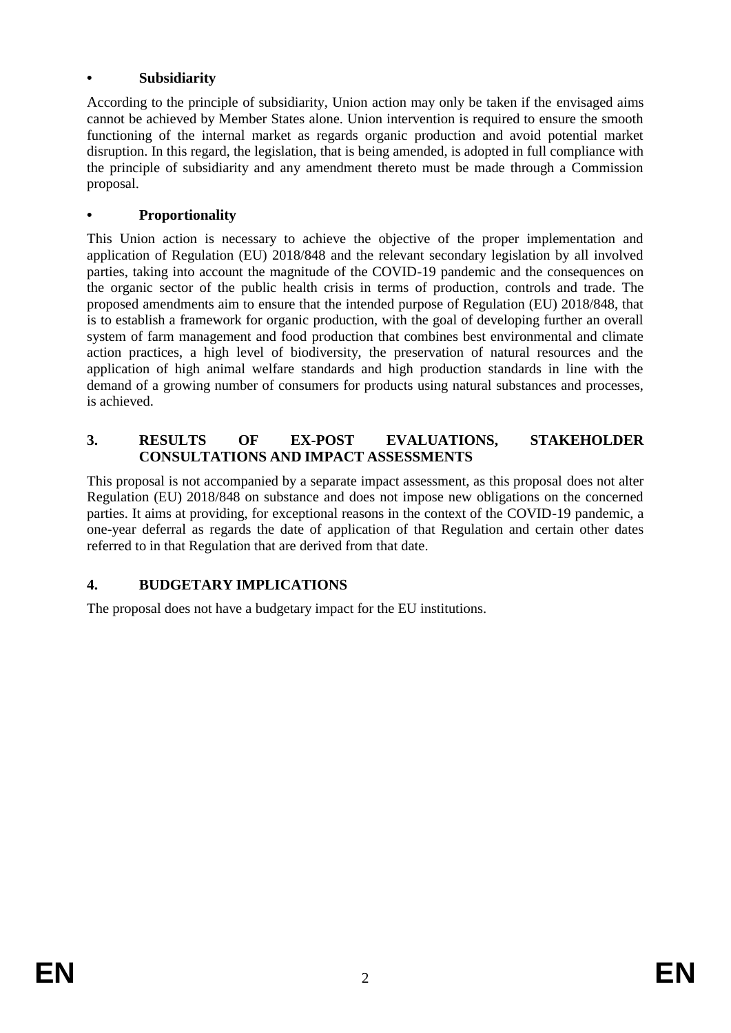- **Subsidiarity**

According to the principle of subsidiarity, Union action may only be taken if the envisaged aims cannot be achieved by Member States alone. Union intervention is required to ensure the smooth functioning of the internal market as regards organic production and avoid potential market disruption. In this regard, the legislation, that is being amended, is adopted in full compliance with the principle of subsidiarity and any amendment thereto must be made through a Commission proposal.

- **Proportionality**

This Union action is necessary to achieve the objective of the proper implementation and application of Regulation (EU) 2018/848 and the relevant secondary legislation by all involved parties, taking into account the magnitude of the COVID-19 pandemic and the consequences on the organic sector of the public health crisis in terms of production, controls and trade. The proposed amendments aim to ensure that the intended purpose of Regulation (EU) 2018/848, that is to establish a framework for organic production, with the goal of developing further an overall system of farm management and food production that combines best environmental and climate action practices, a high level of biodiversity, the preservation of natural resources and the application of high animal welfare standards and high production standards in line with the demand of a growing number of consumers for products using natural substances and processes, is achieved.

## 3. RESULTS OF EX-POST EVALUATIONS, STAKEHOLDER CONSULTATIONS AND IMPACT ASSESSMENTS

This proposal is not accompanied by a separate impact assessment, as this proposal does not alter Regulation (EU) 2018/848 on substance and does not impose new obligations on the concerned parties. It aims at providing, for exceptional reasons in the context of the COVID-19 pandemic, a one-year deferral as regards the date of application of that Regulation and certain other dates referred to in that Regulation that are derived from that date.

## 4. BUDGETARY IMPLICATIONS

The proposal does not have a budgetary impact for the EU institutions.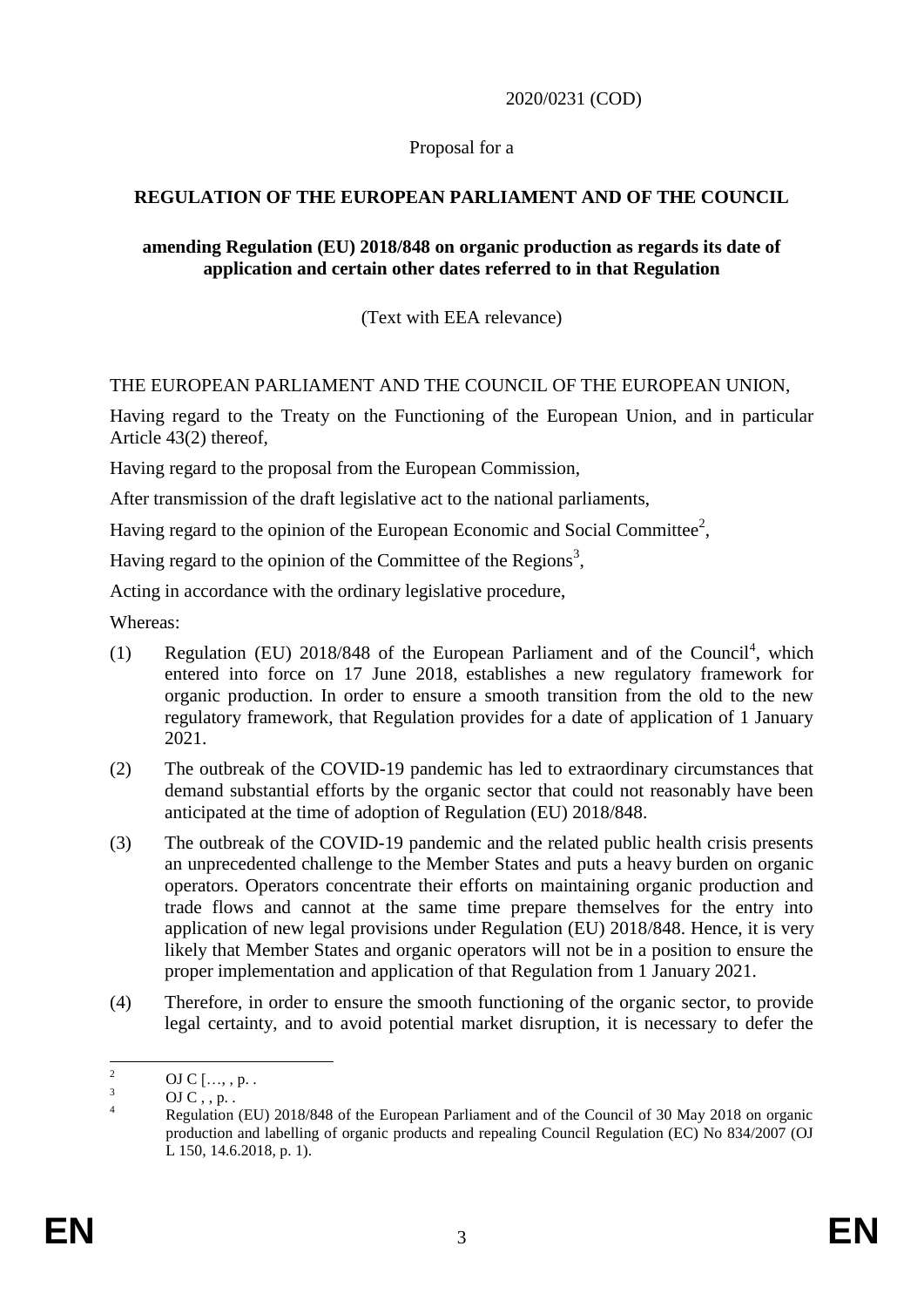2020/0231 (COD)

Proposal for a

**REGULATION OF THE EUROPEAN PARLIAMENT AND OF THE COUNCIL**

**amending Regulation (EU) 2018/848 on organic production as regards its date of application and certain other dates referred to in that Regulation**

(Text with EEA relevance)

THE EUROPEAN PARLIAMENT AND THE COUNCIL OF THE EUROPEAN UNION,

Having regard to the Treaty on the Functioning of the European Union, and in particular Article 43(2) thereof,

Having regard to the proposal from the European Commission,

After transmission of the draft legislative act to the national parliaments,

Having regard to the opinion of the European Economic and Social Committee[2],

Having regard to the opinion of the Committee of the Regions[3],

Acting in accordance with the ordinary legislative procedure,

Whereas:

(1) Regulation (EU) 2018/848 of the European Parliament and of the Council[4], which entered into force on 17 June 2018, establishes a new regulatory framework for organic production. In order to ensure a smooth transition from the old to the new regulatory framework, that Regulation provides for a date of application of 1 January 2021.

(2) The outbreak of the COVID-19 pandemic has led to extraordinary circumstances that demand substantial efforts by the organic sector that could not reasonably have been anticipated at the time of adoption of Regulation (EU) 2018/848.

(3) The outbreak of the COVID-19 pandemic and the related public health crisis presents an unprecedented challenge to the Member States and puts a heavy burden on organic operators. Operators concentrate their efforts on maintaining organic production and trade flows and cannot at the same time prepare themselves for the entry into application of new legal provisions under Regulation (EU) 2018/848. Hence, it is very likely that Member States and organic operators will not be in a position to ensure the proper implementation and application of that Regulation from 1 January 2021.

(4) Therefore, in order to ensure the smooth functioning of the organic sector, to provide legal certainty, and to avoid potential market disruption, it is necessary to defer the

---

[2] OJ C […, , p. .

[3] OJ C , , p. .

[4] Regulation (EU) 2018/848 of the European Parliament and of the Council of 30 May 2018 on organic production and labelling of organic products and repealing Council Regulation (EC) No 834/2007 (OJ L 150, 14.6.2018, p. 1).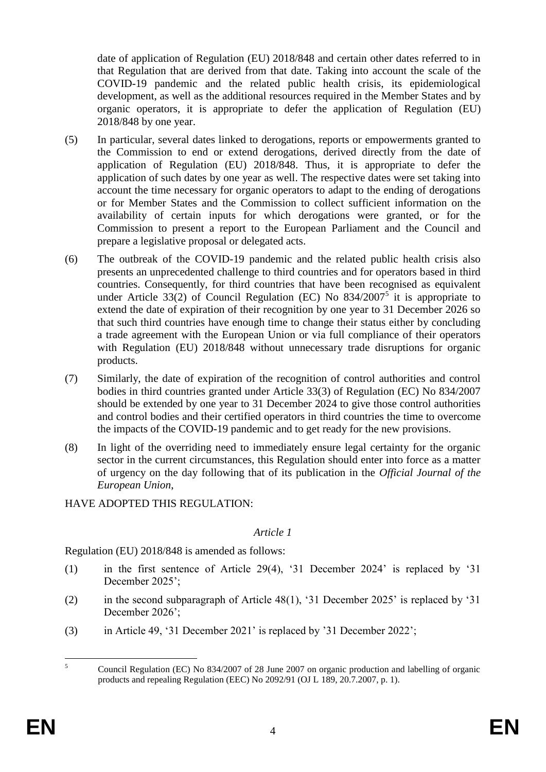date of application of Regulation (EU) 2018/848 and certain other dates referred to in that Regulation that are derived from that date. Taking into account the scale of the COVID-19 pandemic and the related public health crisis, its epidemiological development, as well as the additional resources required in the Member States and by organic operators, it is appropriate to defer the application of Regulation (EU) 2018/848 by one year.

(5) In particular, several dates linked to derogations, reports or empowerments granted to the Commission to end or extend derogations, derived directly from the date of application of Regulation (EU) 2018/848. Thus, it is appropriate to defer the application of such dates by one year as well. The respective dates were set taking into account the time necessary for organic operators to adapt to the ending of derogations or for Member States and the Commission to collect sufficient information on the availability of certain inputs for which derogations were granted, or for the Commission to present a report to the European Parliament and the Council and prepare a legislative proposal or delegated acts.

(6) The outbreak of the COVID-19 pandemic and the related public health crisis also presents an unprecedented challenge to third countries and for operators based in third countries. Consequently, for third countries that have been recognised as equivalent under Article 33(2) of Council Regulation (EC) No 834/2007[5] it is appropriate to extend the date of expiration of their recognition by one year to 31 December 2026 so that such third countries have enough time to change their status either by concluding a trade agreement with the European Union or via full compliance of their operators with Regulation (EU) 2018/848 without unnecessary trade disruptions for organic products.

(7) Similarly, the date of expiration of the recognition of control authorities and control bodies in third countries granted under Article 33(3) of Regulation (EC) No 834/2007 should be extended by one year to 31 December 2024 to give those control authorities and control bodies and their certified operators in third countries the time to overcome the impacts of the COVID-19 pandemic and to get ready for the new provisions.

(8) In light of the overriding need to immediately ensure legal certainty for the organic sector in the current circumstances, this Regulation should enter into force as a matter of urgency on the day following that of its publication in the *Official Journal of the European Union*,

HAVE ADOPTED THIS REGULATION:

*Article 1*

Regulation (EU) 2018/848 is amended as follows:

(1) in the first sentence of Article 29(4), '31 December 2024' is replaced by '31 December 2025';

(2) in the second subparagraph of Article 48(1), '31 December 2025' is replaced by '31 December 2026';

(3) in Article 49, '31 December 2021' is replaced by '31 December 2022';

[5] Council Regulation (EC) No 834/2007 of 28 June 2007 on organic production and labelling of organic products and repealing Regulation (EEC) No 2092/91 (OJ L 189, 20.7.2007, p. 1).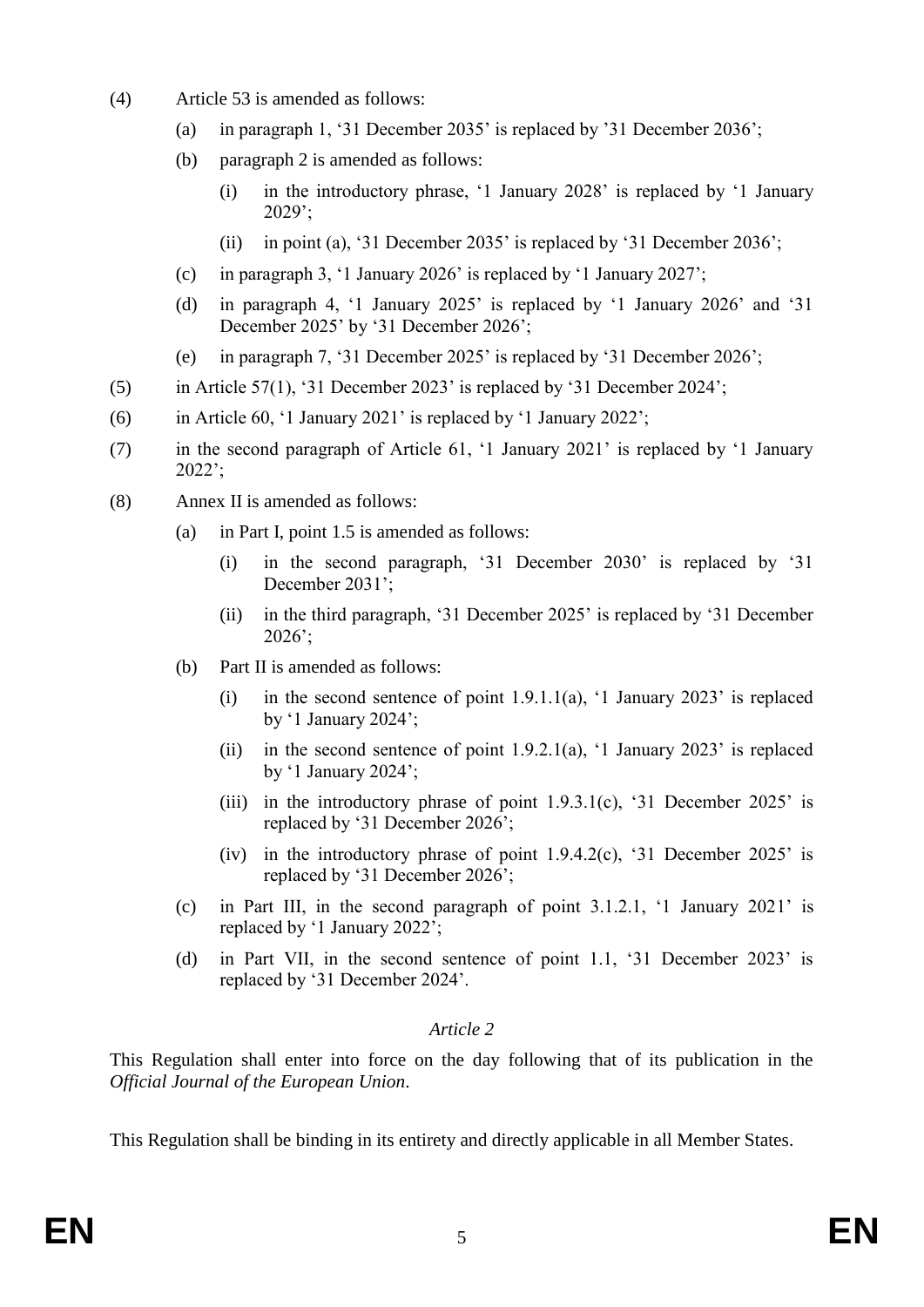(4) Article 53 is amended as follows:

(a) in paragraph 1, '31 December 2035' is replaced by '31 December 2036';

(b) paragraph 2 is amended as follows:

(i) in the introductory phrase, '1 January 2028' is replaced by '1 January 2029';

(ii) in point (a), '31 December 2035' is replaced by '31 December 2036';

(c) in paragraph 3, '1 January 2026' is replaced by '1 January 2027';

(d) in paragraph 4, '1 January 2025' is replaced by '1 January 2026' and '31 December 2025' by '31 December 2026';

(e) in paragraph 7, '31 December 2025' is replaced by '31 December 2026';

(5) in Article 57(1), '31 December 2023' is replaced by '31 December 2024';

(6) in Article 60, '1 January 2021' is replaced by '1 January 2022';

(7) in the second paragraph of Article 61, '1 January 2021' is replaced by '1 January 2022';

(8) Annex II is amended as follows:

(a) in Part I, point 1.5 is amended as follows:

(i) in the second paragraph, '31 December 2030' is replaced by '31 December 2031';

(ii) in the third paragraph, '31 December 2025' is replaced by '31 December 2026';

(b) Part II is amended as follows:

(i) in the second sentence of point 1.9.1.1(a), '1 January 2023' is replaced by '1 January 2024';

(ii) in the second sentence of point 1.9.2.1(a), '1 January 2023' is replaced by '1 January 2024';

(iii) in the introductory phrase of point 1.9.3.1(c), '31 December 2025' is replaced by '31 December 2026';

(iv) in the introductory phrase of point 1.9.4.2(c), '31 December 2025' is replaced by '31 December 2026';

(c) in Part III, in the second paragraph of point 3.1.2.1, '1 January 2021' is replaced by '1 January 2022';

(d) in Part VII, in the second sentence of point 1.1, '31 December 2023' is replaced by '31 December 2024'.

*Article 2*

This Regulation shall enter into force on the day following that of its publication in the *Official Journal of the European Union*.

This Regulation shall be binding in its entirety and directly applicable in all Member States.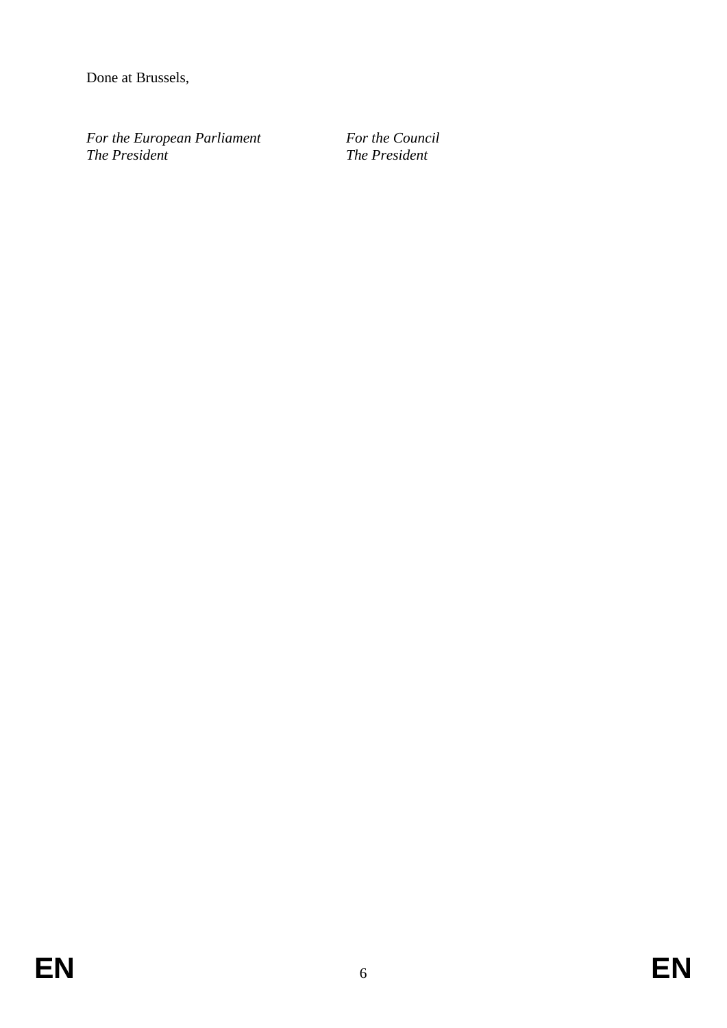Done at Brussels,

*For the European Parliament*
*The President*

*For the Council*
*The President*